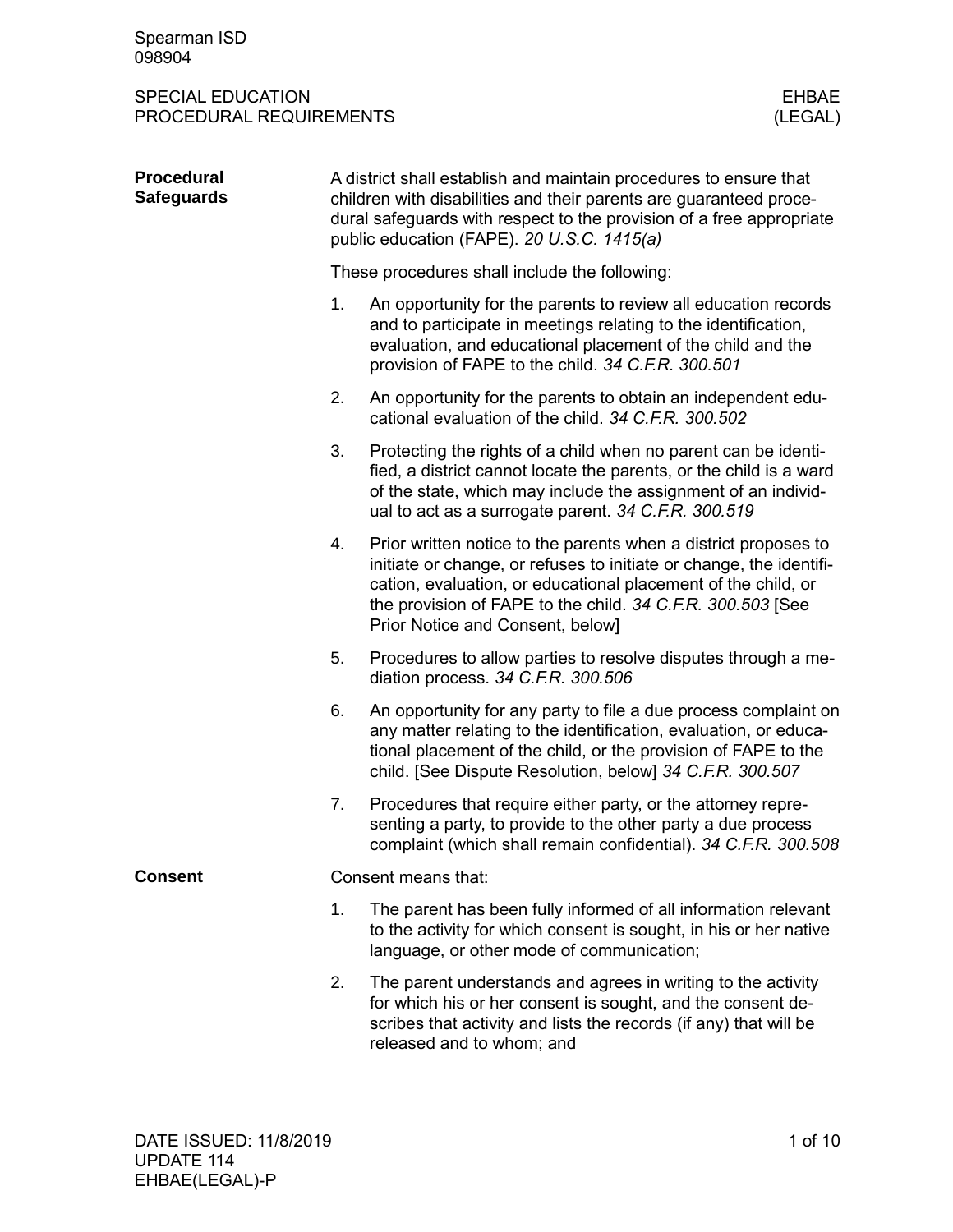Spearman ISD
098904

SPECIAL EDUCATION
PROCEDURAL REQUIREMENTS

EHBAE
(LEGAL)

## Procedural Safeguards

A district shall establish and maintain procedures to ensure that children with disabilities and their parents are guaranteed procedural safeguards with respect to the provision of a free appropriate public education (FAPE). *20 U.S.C. 1415(a)*

These procedures shall include the following:

1. An opportunity for the parents to review all education records and to participate in meetings relating to the identification, evaluation, and educational placement of the child and the provision of FAPE to the child. *34 C.F.R. 300.501*
2. An opportunity for the parents to obtain an independent educational evaluation of the child. *34 C.F.R. 300.502*
3. Protecting the rights of a child when no parent can be identified, a district cannot locate the parents, or the child is a ward of the state, which may include the assignment of an individual to act as a surrogate parent. *34 C.F.R. 300.519*
4. Prior written notice to the parents when a district proposes to initiate or change, or refuses to initiate or change, the identification, evaluation, or educational placement of the child, or the provision of FAPE to the child. *34 C.F.R. 300.503* [See Prior Notice and Consent, below]
5. Procedures to allow parties to resolve disputes through a mediation process. *34 C.F.R. 300.506*
6. An opportunity for any party to file a due process complaint on any matter relating to the identification, evaluation, or educational placement of the child, or the provision of FAPE to the child. [See Dispute Resolution, below] *34 C.F.R. 300.507*
7. Procedures that require either party, or the attorney representing a party, to provide to the other party a due process complaint (which shall remain confidential). *34 C.F.R. 300.508*

## Consent

Consent means that:

1. The parent has been fully informed of all information relevant to the activity for which consent is sought, in his or her native language, or other mode of communication;
2. The parent understands and agrees in writing to the activity for which his or her consent is sought, and the consent describes that activity and lists the records (if any) that will be released and to whom; and

DATE ISSUED: 11/8/2019
UPDATE 114
EHBAE(LEGAL)-P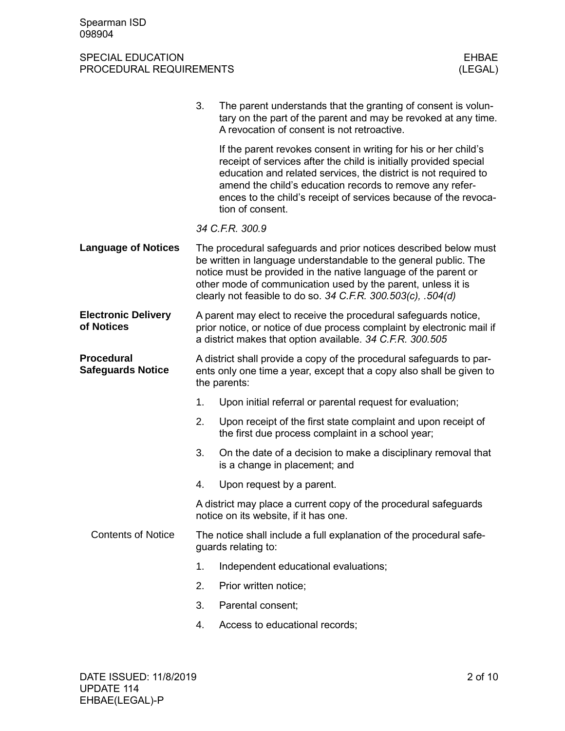3. The parent understands that the granting of consent is voluntary on the part of the parent and may be revoked at any time. A revocation of consent is not retroactive.

   If the parent revokes consent in writing for his or her child's receipt of services after the child is initially provided special education and related services, the district is not required to amend the child's education records to remove any references to the child's receipt of services because of the revocation of consent.

*34 C.F.R. 300.9*

## Language of Notices

The procedural safeguards and prior notices described below must be written in language understandable to the general public. The notice must be provided in the native language of the parent or other mode of communication used by the parent, unless it is clearly not feasible to do so. *34 C.F.R. 300.503(c), .504(d)*

## Electronic Delivery of Notices

A parent may elect to receive the procedural safeguards notice, prior notice, or notice of due process complaint by electronic mail if a district makes that option available. *34 C.F.R. 300.505*

## Procedural Safeguards Notice

A district shall provide a copy of the procedural safeguards to parents only one time a year, except that a copy also shall be given to the parents:

1. Upon initial referral or parental request for evaluation;
2. Upon receipt of the first state complaint and upon receipt of the first due process complaint in a school year;
3. On the date of a decision to make a disciplinary removal that is a change in placement; and
4. Upon request by a parent.

A district may place a current copy of the procedural safeguards notice on its website, if it has one.

### Contents of Notice

The notice shall include a full explanation of the procedural safeguards relating to:

1. Independent educational evaluations;
2. Prior written notice;
3. Parental consent;
4. Access to educational records;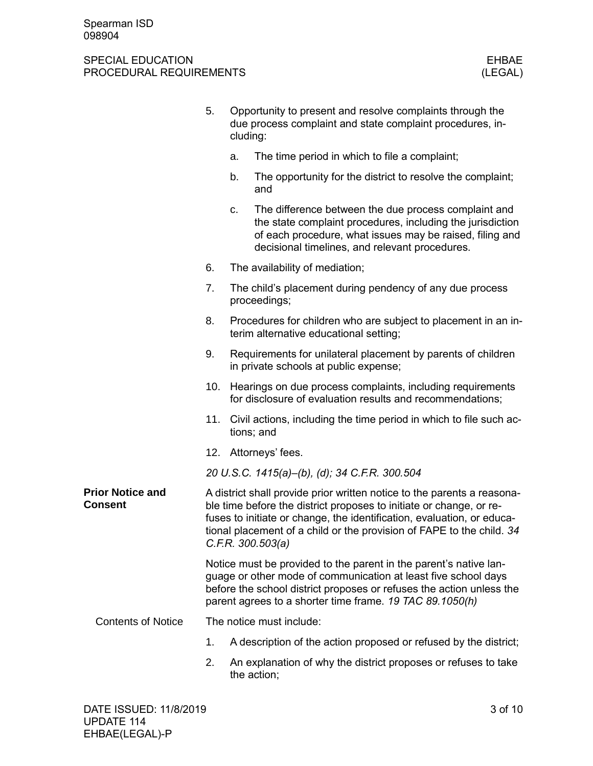5. Opportunity to present and resolve complaints through the due process complaint and state complaint procedures, including:
   a. The time period in which to file a complaint;
   b. The opportunity for the district to resolve the complaint; and
   c. The difference between the due process complaint and the state complaint procedures, including the jurisdiction of each procedure, what issues may be raised, filing and decisional timelines, and relevant procedures.
6. The availability of mediation;
7. The child's placement during pendency of any due process proceedings;
8. Procedures for children who are subject to placement in an interim alternative educational setting;
9. Requirements for unilateral placement by parents of children in private schools at public expense;
10. Hearings on due process complaints, including requirements for disclosure of evaluation results and recommendations;
11. Civil actions, including the time period in which to file such actions; and
12. Attorneys' fees.

*20 U.S.C. 1415(a)–(b), (d); 34 C.F.R. 300.504*

## Prior Notice and Consent

A district shall provide prior written notice to the parents a reasonable time before the district proposes to initiate or change, or refuses to initiate or change, the identification, evaluation, or educational placement of a child or the provision of FAPE to the child. *34 C.F.R. 300.503(a)*

Notice must be provided to the parent in the parent's native language or other mode of communication at least five school days before the school district proposes or refuses the action unless the parent agrees to a shorter time frame. *19 TAC 89.1050(h)*

### Contents of Notice

The notice must include:

1. A description of the action proposed or refused by the district;
2. An explanation of why the district proposes or refuses to take the action;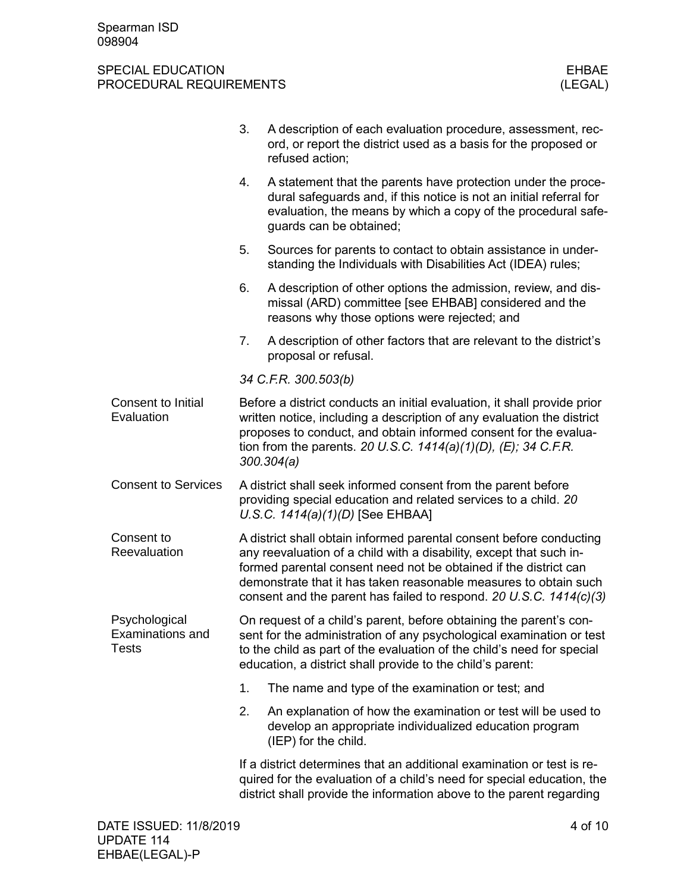3. A description of each evaluation procedure, assessment, record, or report the district used as a basis for the proposed or refused action;
4. A statement that the parents have protection under the procedural safeguards and, if this notice is not an initial referral for evaluation, the means by which a copy of the procedural safeguards can be obtained;
5. Sources for parents to contact to obtain assistance in understanding the Individuals with Disabilities Act (IDEA) rules;
6. A description of other options the admission, review, and dismissal (ARD) committee [see EHBAB] considered and the reasons why those options were rejected; and
7. A description of other factors that are relevant to the district's proposal or refusal.

*34 C.F.R. 300.503(b)*

### Consent to Initial Evaluation

Before a district conducts an initial evaluation, it shall provide prior written notice, including a description of any evaluation the district proposes to conduct, and obtain informed consent for the evaluation from the parents. *20 U.S.C. 1414(a)(1)(D), (E); 34 C.F.R. 300.304(a)*

### Consent to Services

A district shall seek informed consent from the parent before providing special education and related services to a child. *20 U.S.C. 1414(a)(1)(D)* [See EHBAA]

### Consent to Reevaluation

A district shall obtain informed parental consent before conducting any reevaluation of a child with a disability, except that such informed parental consent need not be obtained if the district can demonstrate that it has taken reasonable measures to obtain such consent and the parent has failed to respond. *20 U.S.C. 1414(c)(3)*

### Psychological Examinations and Tests

On request of a child's parent, before obtaining the parent's consent for the administration of any psychological examination or test to the child as part of the evaluation of the child's need for special education, a district shall provide to the child's parent:

1. The name and type of the examination or test; and
2. An explanation of how the examination or test will be used to develop an appropriate individualized education program (IEP) for the child.

If a district determines that an additional examination or test is required for the evaluation of a child's need for special education, the district shall provide the information above to the parent regarding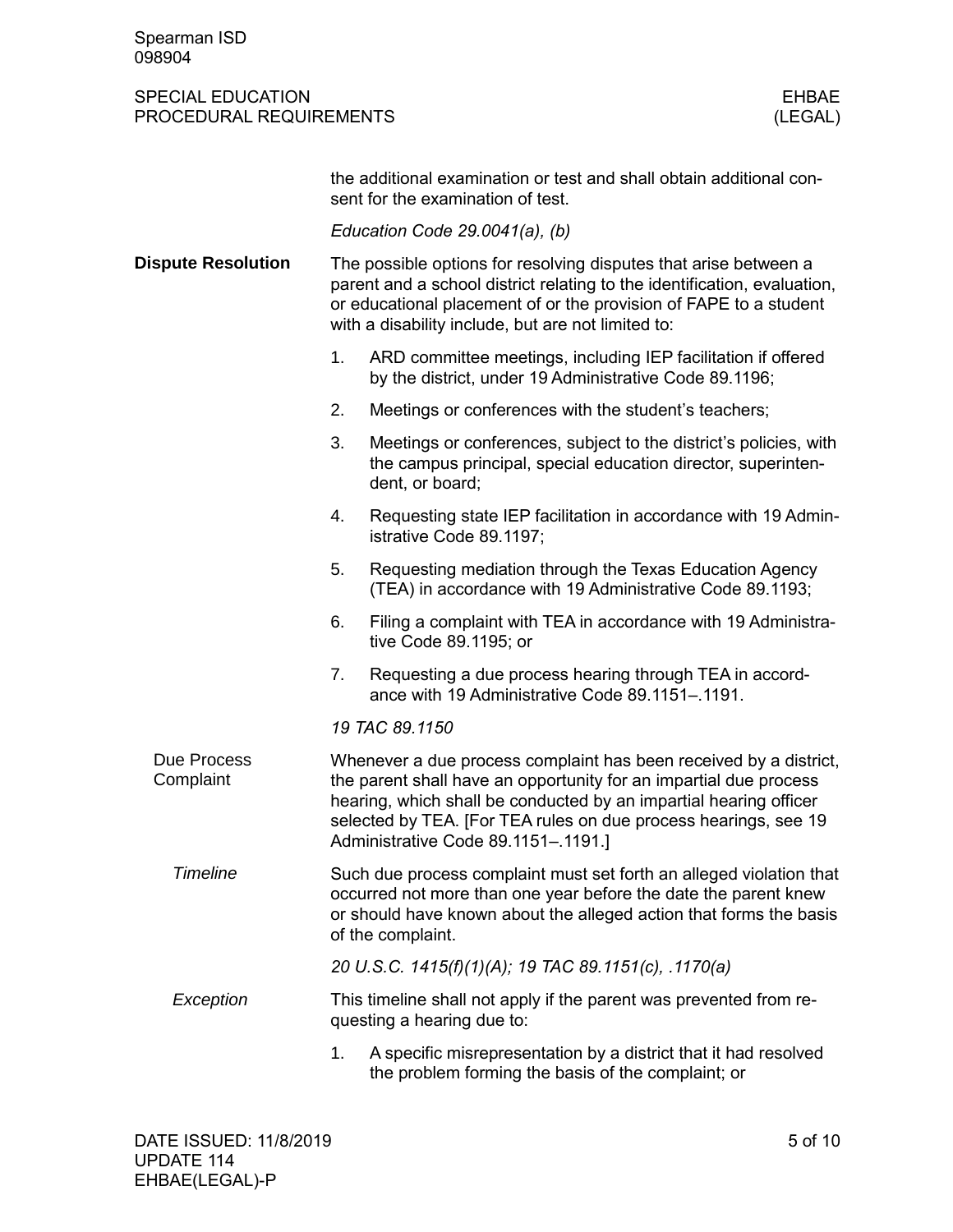the additional examination or test and shall obtain additional consent for the examination of test.

*Education Code 29.0041(a), (b)*

## Dispute Resolution

The possible options for resolving disputes that arise between a parent and a school district relating to the identification, evaluation, or educational placement of or the provision of FAPE to a student with a disability include, but are not limited to:

1. ARD committee meetings, including IEP facilitation if offered by the district, under 19 Administrative Code 89.1196;
2. Meetings or conferences with the student's teachers;
3. Meetings or conferences, subject to the district's policies, with the campus principal, special education director, superintendent, or board;
4. Requesting state IEP facilitation in accordance with 19 Administrative Code 89.1197;
5. Requesting mediation through the Texas Education Agency (TEA) in accordance with 19 Administrative Code 89.1193;
6. Filing a complaint with TEA in accordance with 19 Administrative Code 89.1195; or
7. Requesting a due process hearing through TEA in accordance with 19 Administrative Code 89.1151–.1191.

*19 TAC 89.1150*

### Due Process Complaint

Whenever a due process complaint has been received by a district, the parent shall have an opportunity for an impartial due process hearing, which shall be conducted by an impartial hearing officer selected by TEA. [For TEA rules on due process hearings, see 19 Administrative Code 89.1151–.1191.]

#### *Timeline*

Such due process complaint must set forth an alleged violation that occurred not more than one year before the date the parent knew or should have known about the alleged action that forms the basis of the complaint.

*20 U.S.C. 1415(f)(1)(A); 19 TAC 89.1151(c), .1170(a)*

#### *Exception*

This timeline shall not apply if the parent was prevented from requesting a hearing due to:

1. A specific misrepresentation by a district that it had resolved the problem forming the basis of the complaint; or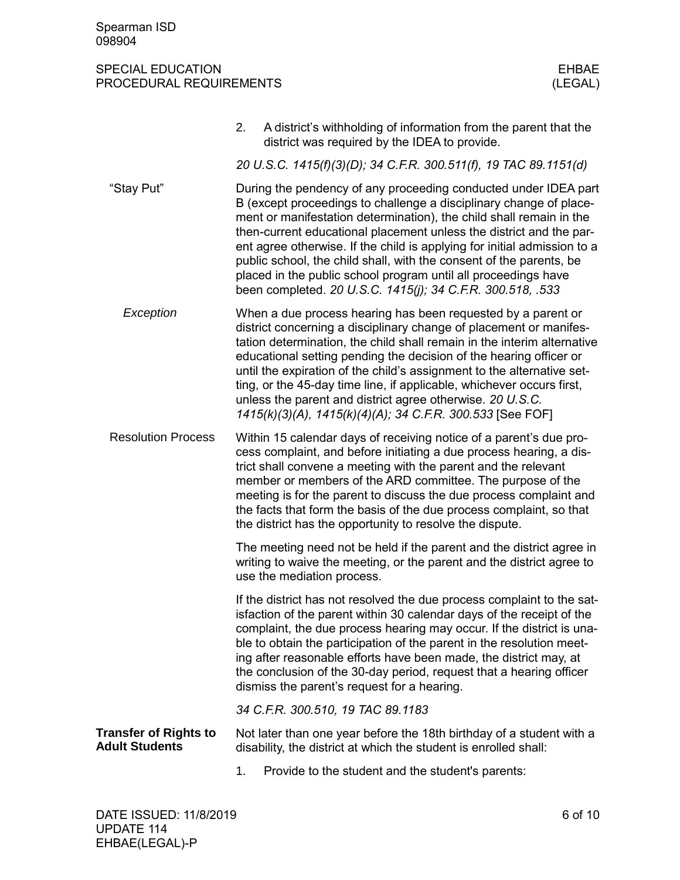2. A district's withholding of information from the parent that the district was required by the IDEA to provide.

*20 U.S.C. 1415(f)(3)(D); 34 C.F.R. 300.511(f), 19 TAC 89.1151(d)*

### "Stay Put"

During the pendency of any proceeding conducted under IDEA part B (except proceedings to challenge a disciplinary change of placement or manifestation determination), the child shall remain in the then-current educational placement unless the district and the parent agree otherwise. If the child is applying for initial admission to a public school, the child shall, with the consent of the parents, be placed in the public school program until all proceedings have been completed. *20 U.S.C. 1415(j); 34 C.F.R. 300.518, .533*

#### *Exception*

When a due process hearing has been requested by a parent or district concerning a disciplinary change of placement or manifestation determination, the child shall remain in the interim alternative educational setting pending the decision of the hearing officer or until the expiration of the child's assignment to the alternative setting, or the 45-day time line, if applicable, whichever occurs first, unless the parent and district agree otherwise. *20 U.S.C. 1415(k)(3)(A), 1415(k)(4)(A); 34 C.F.R. 300.533* [See FOF]

### Resolution Process

Within 15 calendar days of receiving notice of a parent's due process complaint, and before initiating a due process hearing, a district shall convene a meeting with the parent and the relevant member or members of the ARD committee. The purpose of the meeting is for the parent to discuss the due process complaint and the facts that form the basis of the due process complaint, so that the district has the opportunity to resolve the dispute.

The meeting need not be held if the parent and the district agree in writing to waive the meeting, or the parent and the district agree to use the mediation process.

If the district has not resolved the due process complaint to the satisfaction of the parent within 30 calendar days of the receipt of the complaint, the due process hearing may occur. If the district is unable to obtain the participation of the parent in the resolution meeting after reasonable efforts have been made, the district may, at the conclusion of the 30-day period, request that a hearing officer dismiss the parent's request for a hearing.

*34 C.F.R. 300.510, 19 TAC 89.1183*

## Transfer of Rights to Adult Students

Not later than one year before the 18th birthday of a student with a disability, the district at which the student is enrolled shall:

1. Provide to the student and the student's parents: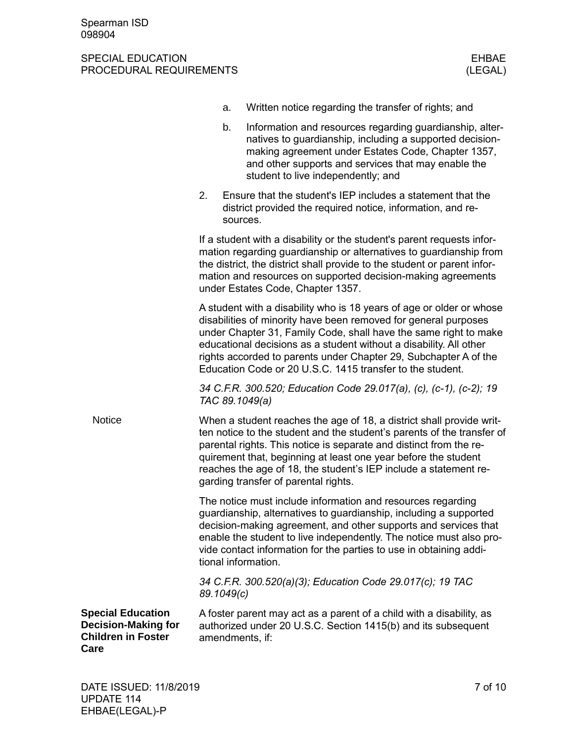a. Written notice regarding the transfer of rights; and

b. Information and resources regarding guardianship, alternatives to guardianship, including a supported decision-making agreement under Estates Code, Chapter 1357, and other supports and services that may enable the student to live independently; and

2. Ensure that the student's IEP includes a statement that the district provided the required notice, information, and resources.

If a student with a disability or the student's parent requests information regarding guardianship or alternatives to guardianship from the district, the district shall provide to the student or parent information and resources on supported decision-making agreements under Estates Code, Chapter 1357.

A student with a disability who is 18 years of age or older or whose disabilities of minority have been removed for general purposes under Chapter 31, Family Code, shall have the same right to make educational decisions as a student without a disability. All other rights accorded to parents under Chapter 29, Subchapter A of the Education Code or 20 U.S.C. 1415 transfer to the student.

*34 C.F.R. 300.520; Education Code 29.017(a), (c), (c-1), (c-2); 19 TAC 89.1049(a)*

### Notice

When a student reaches the age of 18, a district shall provide written notice to the student and the student's parents of the transfer of parental rights. This notice is separate and distinct from the requirement that, beginning at least one year before the student reaches the age of 18, the student's IEP include a statement regarding transfer of parental rights.

The notice must include information and resources regarding guardianship, alternatives to guardianship, including a supported decision-making agreement, and other supports and services that enable the student to live independently. The notice must also provide contact information for the parties to use in obtaining additional information.

*34 C.F.R. 300.520(a)(3); Education Code 29.017(c); 19 TAC 89.1049(c)*

## Special Education Decision-Making for Children in Foster Care

A foster parent may act as a parent of a child with a disability, as authorized under 20 U.S.C. Section 1415(b) and its subsequent amendments, if: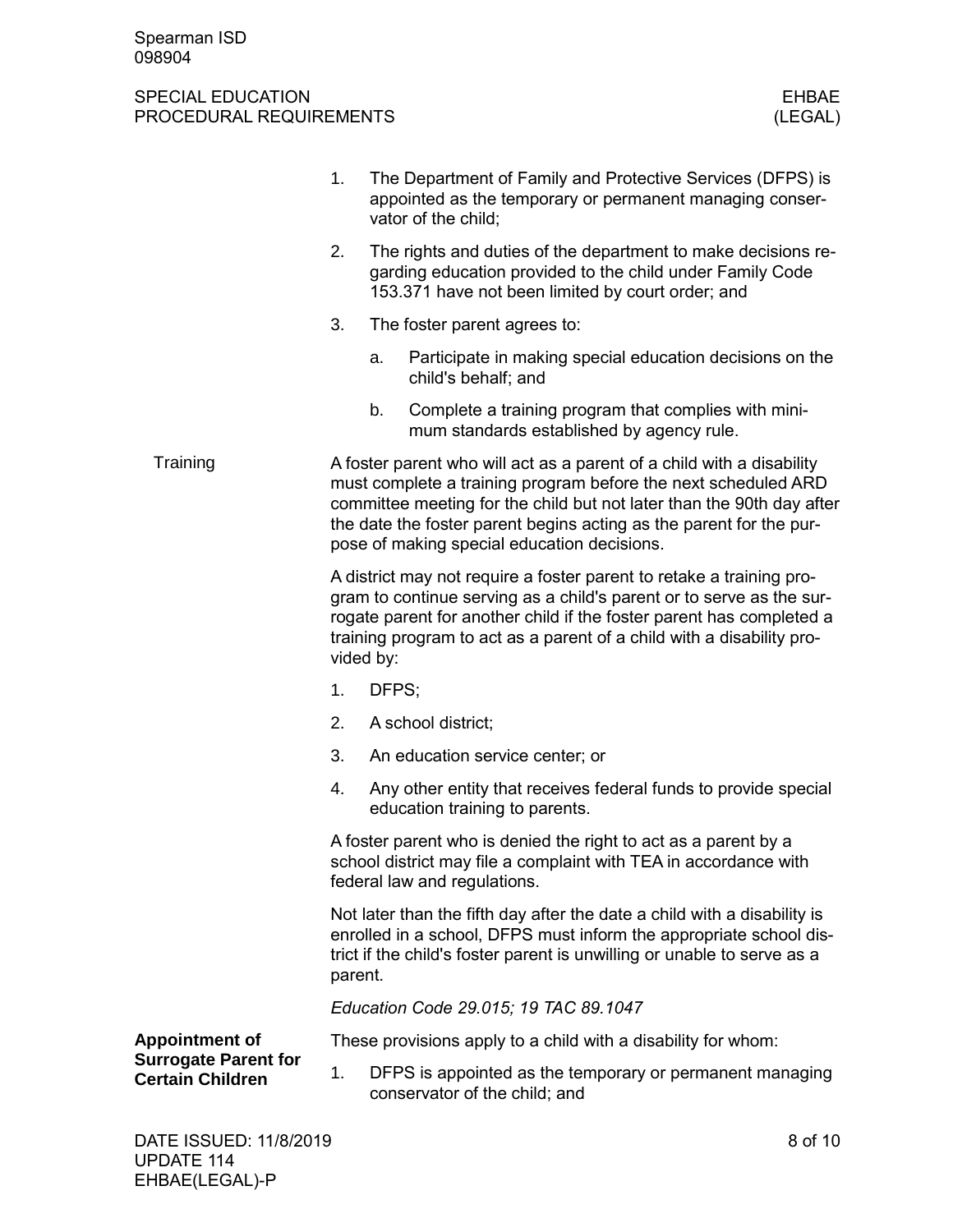1. The Department of Family and Protective Services (DFPS) is appointed as the temporary or permanent managing conservator of the child;
2. The rights and duties of the department to make decisions regarding education provided to the child under Family Code 153.371 have not been limited by court order; and
3. The foster parent agrees to:
   a. Participate in making special education decisions on the child's behalf; and
   b. Complete a training program that complies with minimum standards established by agency rule.

#### Training

A foster parent who will act as a parent of a child with a disability must complete a training program before the next scheduled ARD committee meeting for the child but not later than the 90th day after the date the foster parent begins acting as the parent for the purpose of making special education decisions.

A district may not require a foster parent to retake a training program to continue serving as a child's parent or to serve as the surrogate parent for another child if the foster parent has completed a training program to act as a parent of a child with a disability provided by:

1. DFPS;
2. A school district;
3. An education service center; or
4. Any other entity that receives federal funds to provide special education training to parents.

A foster parent who is denied the right to act as a parent by a school district may file a complaint with TEA in accordance with federal law and regulations.

Not later than the fifth day after the date a child with a disability is enrolled in a school, DFPS must inform the appropriate school district if the child's foster parent is unwilling or unable to serve as a parent.

*Education Code 29.015; 19 TAC 89.1047*

### Appointment of Surrogate Parent for Certain Children

These provisions apply to a child with a disability for whom:

1. DFPS is appointed as the temporary or permanent managing conservator of the child; and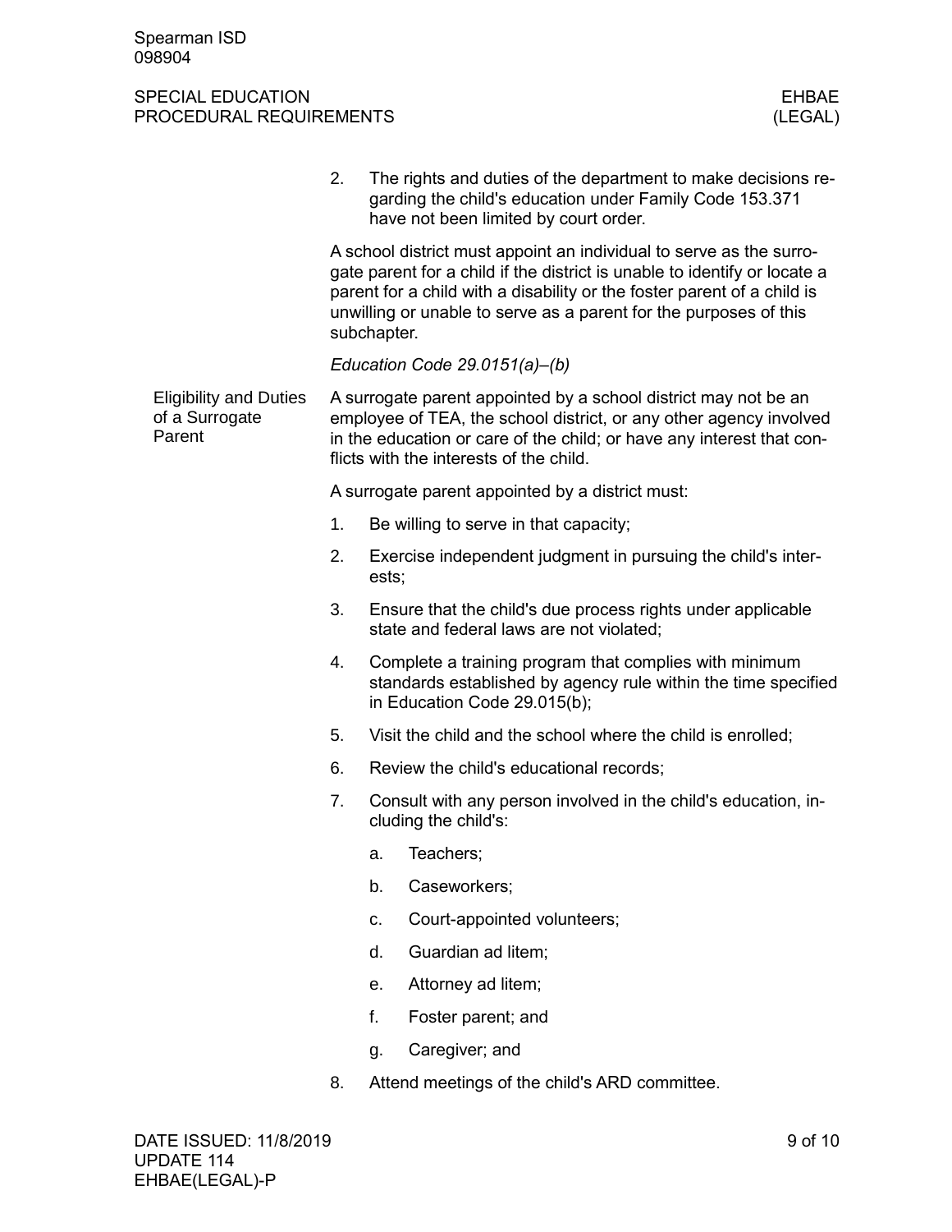2. The rights and duties of the department to make decisions regarding the child's education under Family Code 153.371 have not been limited by court order.

A school district must appoint an individual to serve as the surrogate parent for a child if the district is unable to identify or locate a parent for a child with a disability or the foster parent of a child is unwilling or unable to serve as a parent for the purposes of this subchapter.

*Education Code 29.0151(a)–(b)*

### Eligibility and Duties of a Surrogate Parent

A surrogate parent appointed by a school district may not be an employee of TEA, the school district, or any other agency involved in the education or care of the child; or have any interest that conflicts with the interests of the child.

A surrogate parent appointed by a district must:

1. Be willing to serve in that capacity;
2. Exercise independent judgment in pursuing the child's interests;
3. Ensure that the child's due process rights under applicable state and federal laws are not violated;
4. Complete a training program that complies with minimum standards established by agency rule within the time specified in Education Code 29.015(b);
5. Visit the child and the school where the child is enrolled;
6. Review the child's educational records;
7. Consult with any person involved in the child's education, including the child's:
    a. Teachers;
    b. Caseworkers;
    c. Court-appointed volunteers;
    d. Guardian ad litem;
    e. Attorney ad litem;
    f. Foster parent; and
    g. Caregiver; and
8. Attend meetings of the child's ARD committee.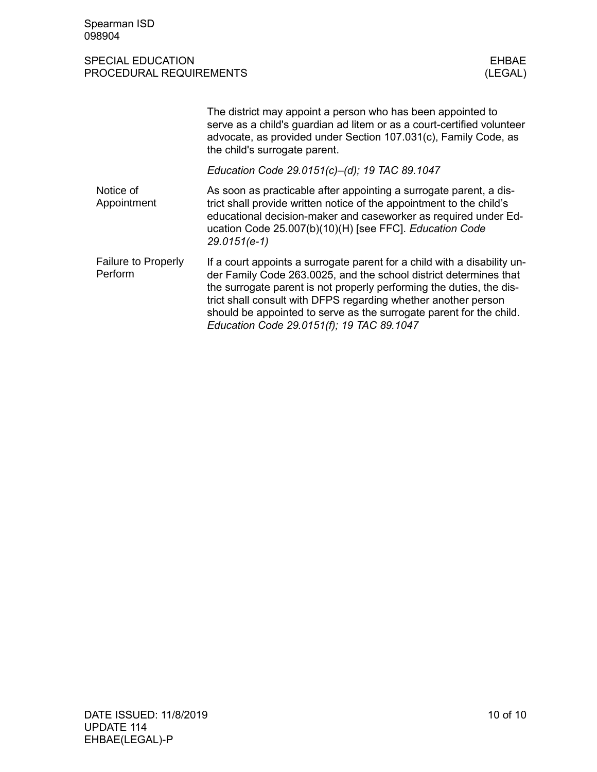The district may appoint a person who has been appointed to serve as a child's guardian ad litem or as a court-certified volunteer advocate, as provided under Section 107.031(c), Family Code, as the child's surrogate parent.

*Education Code 29.0151(c)–(d); 19 TAC 89.1047*

### Notice of Appointment

As soon as practicable after appointing a surrogate parent, a district shall provide written notice of the appointment to the child's educational decision-maker and caseworker as required under Education Code 25.007(b)(10)(H) [see FFC]. *Education Code 29.0151(e-1)*

### Failure to Properly Perform

If a court appoints a surrogate parent for a child with a disability under Family Code 263.0025, and the school district determines that the surrogate parent is not properly performing the duties, the district shall consult with DFPS regarding whether another person should be appointed to serve as the surrogate parent for the child. *Education Code 29.0151(f); 19 TAC 89.1047*